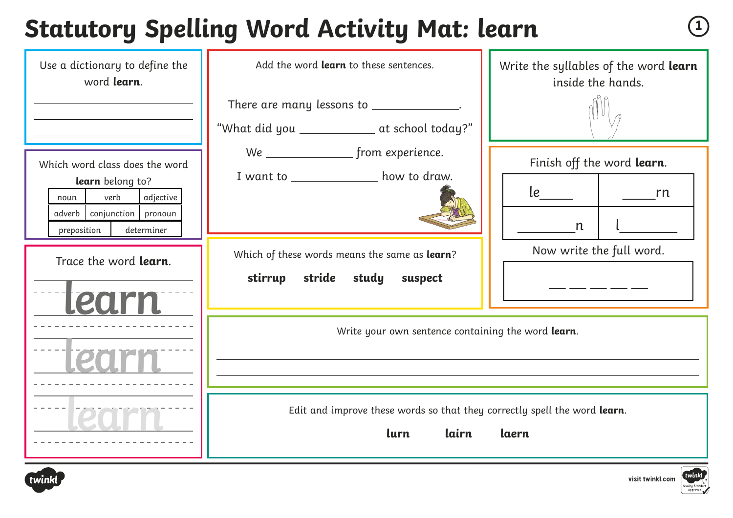# Statutory Spelling Word Activity Mat: learn

Use a dictionary to define the word **learn**.

______________________

______________________

______________________

Which word class does the word **learn** belong to?

| noun | verb | adjective |
|---|---|---|
| adverb | conjunction | pronoun |
| preposition | determiner | |

Trace the word **learn**.

learn

learn

learn

Add the word **learn** to these sentences.

There are many lessons to ____________.

"What did you ____________ at school today?"

We ____________ from experience.

I want to ____________ how to draw.

Which of these words means the same as **learn**?

**stirrup** **stride** **study** **suspect**

Write the syllables of the word **learn** inside the hands.

Finish off the word **learn**.

| le____ | ____rn |
|---|---|
| ______n | l______ |

Now write the full word.

__ __ __ __ __

Write your own sentence containing the word **learn**.

______________________________________________

______________________________________________

Edit and improve these words so that they correctly spell the word **learn**.

**lurn** **lairn** **laern**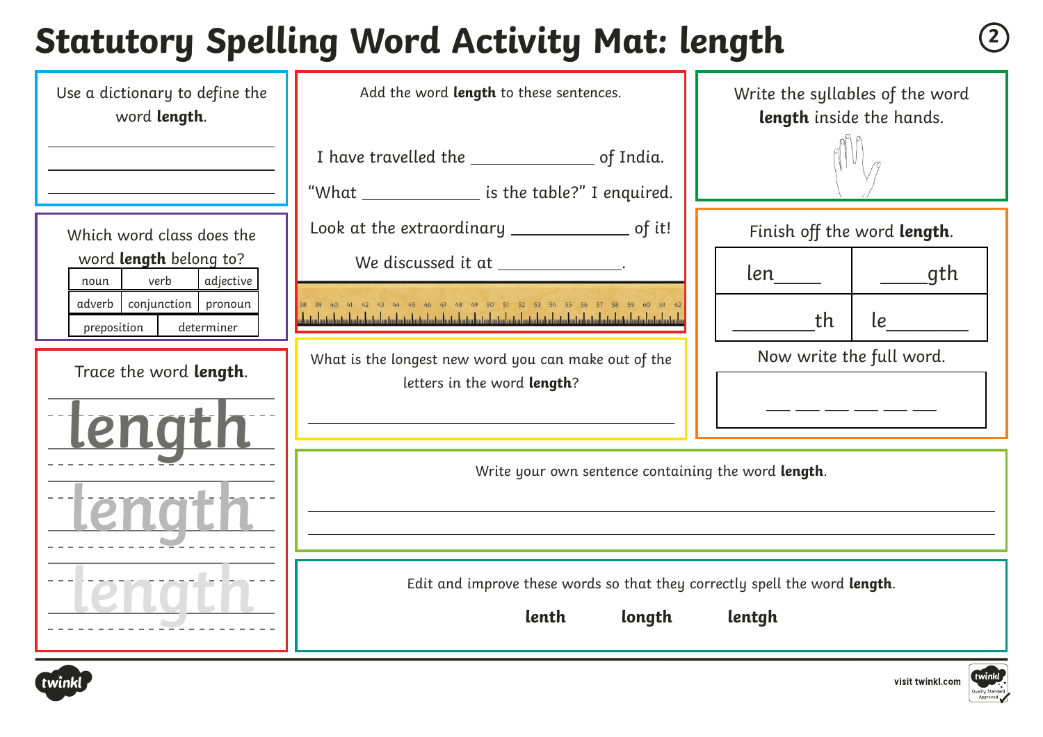# Statutory Spelling Word Activity Mat: length

Use a dictionary to define the word **length**.

______________________________

______________________________

______________________________

Which word class does the word **length** belong to?

| noun | verb | adjective |
|---|---|---|
| adverb | conjunction | pronoun |
| preposition | determiner | |

Trace the word **length**.

length

length

length

Add the word **length** to these sentences.

I have travelled the ____________ of India.

"What ____________ is the table?" I enquired.

Look at the extraordinary ____________ of it!

We discussed it at ____________.

What is the longest new word you can make out of the letters in the word **length**?

______________________________

Write the syllables of the word **length** inside the hands.

Finish off the word **length**.

| len____ | ____gth |
|---|---|
| ______th | le______ |

Now write the full word.

__ __ __ __ __ __

Write your own sentence containing the word **length**.

______________________________

______________________________

Edit and improve these words so that they correctly spell the word **length**.

**lenth** **longth** **lentgh**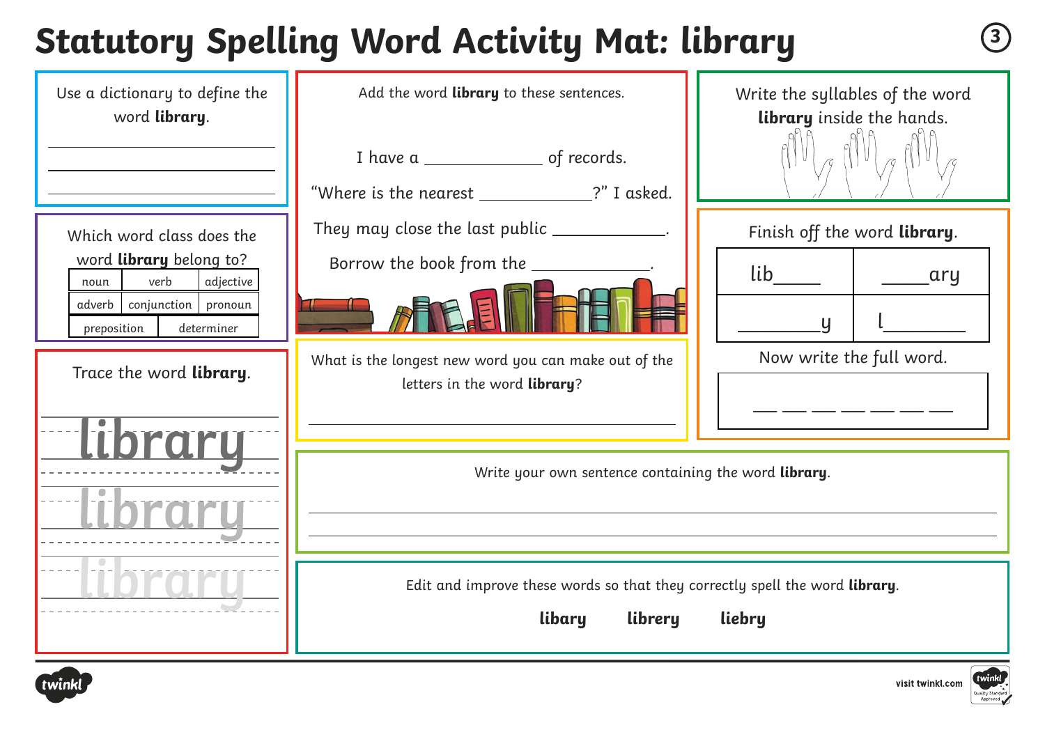# Statutory Spelling Word Activity Mat: library

Use a dictionary to define the word **library**.

\_\_\_\_\_\_\_\_\_\_\_\_\_\_\_\_\_\_\_\_\_\_\_\_\_\_\_\_\_\_

\_\_\_\_\_\_\_\_\_\_\_\_\_\_\_\_\_\_\_\_\_\_\_\_\_\_\_\_\_\_

\_\_\_\_\_\_\_\_\_\_\_\_\_\_\_\_\_\_\_\_\_\_\_\_\_\_\_\_\_\_

Which word class does the word **library** belong to?

| noun | verb | adjective |
|---|---|---|
| adverb | conjunction | pronoun |
| preposition | determiner | |

Trace the word **library**.

library

library

library

Add the word **library** to these sentences.

I have a \_\_\_\_\_\_\_\_\_\_\_\_ of records.

"Where is the nearest \_\_\_\_\_\_\_\_\_\_\_\_?" I asked.

They may close the last public \_\_\_\_\_\_\_\_\_\_\_\_.

Borrow the book from the \_\_\_\_\_\_\_\_\_\_\_\_.

What is the longest new word you can make out of the letters in the word **library**?

\_\_\_\_\_\_\_\_\_\_\_\_\_\_\_\_\_\_\_\_\_\_\_\_\_\_\_\_\_\_\_\_\_\_\_\_\_\_\_\_

Write the syllables of the word **library** inside the hands.

Finish off the word **library**.

| lib\_\_\_\_ | \_\_\_\_ary |
|---|---|
| \_\_\_\_\_\_y | l\_\_\_\_\_\_ |

Now write the full word.

\_\_ \_\_ \_\_ \_\_ \_\_ \_\_ \_\_

Write your own sentence containing the word **library**.

\_\_\_\_\_\_\_\_\_\_\_\_\_\_\_\_\_\_\_\_\_\_\_\_\_\_\_\_\_\_\_\_\_\_\_\_\_\_\_\_\_\_\_\_\_\_\_\_\_\_\_\_\_\_\_\_\_\_\_\_

\_\_\_\_\_\_\_\_\_\_\_\_\_\_\_\_\_\_\_\_\_\_\_\_\_\_\_\_\_\_\_\_\_\_\_\_\_\_\_\_\_\_\_\_\_\_\_\_\_\_\_\_\_\_\_\_\_\_\_\_

Edit and improve these words so that they correctly spell the word **library**.

**libary** **librery** **liebry**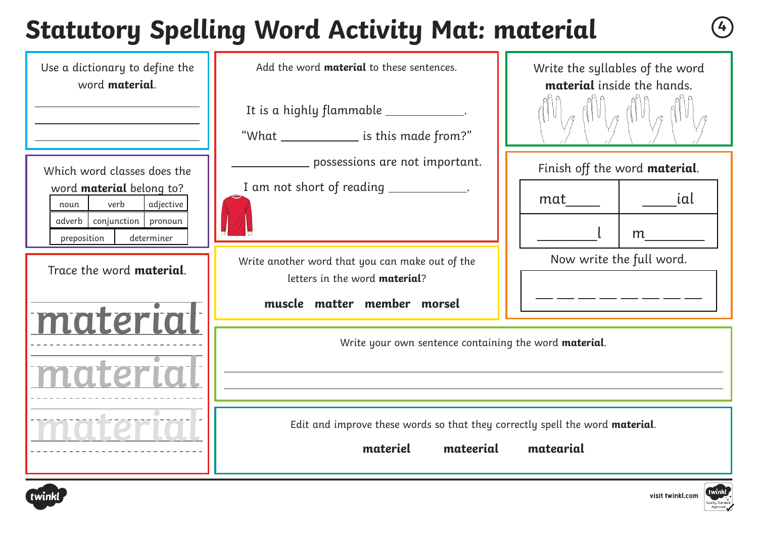# Statutory Spelling Word Activity Mat: material

Use a dictionary to define the word **material**.

______________________

______________________

______________________

Which word classes does the word **material** belong to?

| noun | verb | adjective |
|---|---|---|
| adverb | conjunction | pronoun |
| preposition | determiner | |

Trace the word **material**.

material

material

material

Add the word **material** to these sentences.

It is a highly flammable ____________.

"What ____________ is this made from?"

____________ possessions are not important.

I am not short of reading ____________.

Write another word that you can make out of the letters in the word **material**?

**muscle** **matter** **member** **morsel**

Write the syllables of the word **material** inside the hands.

Finish off the word **material**.

| mat____ | ____ial |
|---|---|
| ________l | m________ |

Now write the full word.

__ __ __ __ __ __ __ __

Write your own sentence containing the word **material**.

______________________________________________

______________________________________________

Edit and improve these words so that they correctly spell the word **material**.

**materiel** **mateerial** **matearial**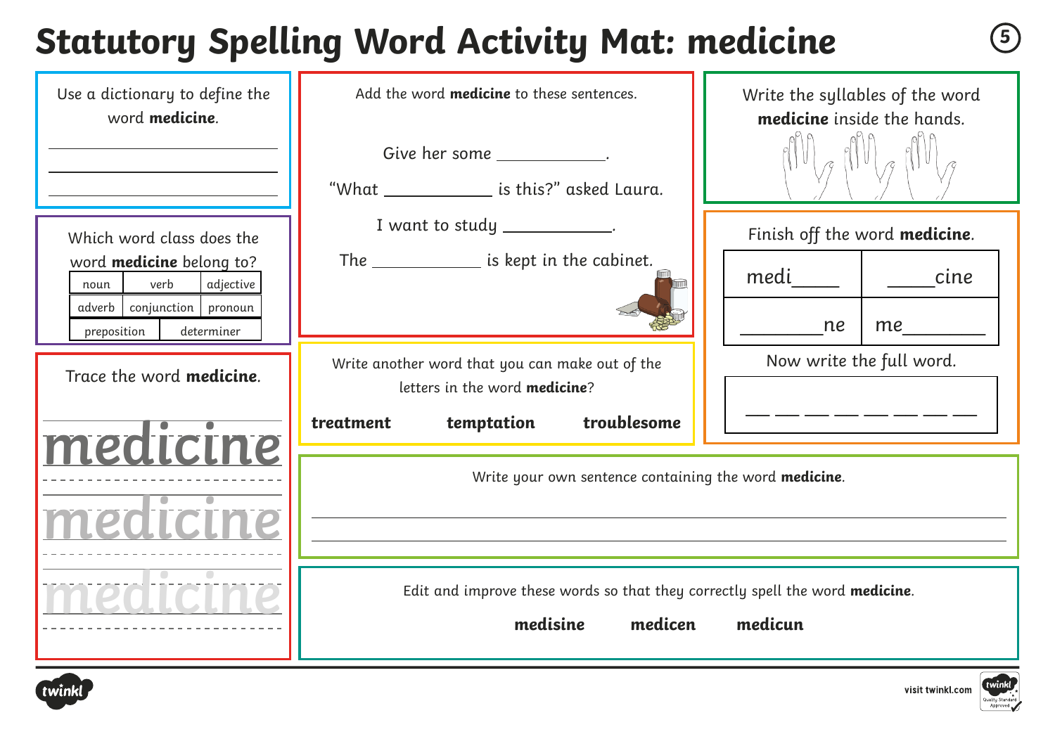# Statutory Spelling Word Activity Mat: medicine

Use a dictionary to define the word **medicine**.

______________________________

______________________________

______________________________

Which word class does the word **medicine** belong to?

| | | |
|---|---|---|
| noun | verb | adjective |
| adverb | conjunction | pronoun |
| preposition | determiner | |

Trace the word **medicine**.

medicine

medicine

medicine

Add the word **medicine** to these sentences.

Give her some ___________.

"What ___________ is this?" asked Laura.

I want to study ___________.

The ___________ is kept in the cabinet.

Write another word that you can make out of the letters in the word **medicine**?

**treatment** **temptation** **troublesome**

Write the syllables of the word **medicine** inside the hands.

Finish off the word **medicine**.

| | |
|---|---|
| medi____ | ____cine |
| ________ne | me________ |

Now write the full word.

__ __ __ __ __ __ __ __

Write your own sentence containing the word **medicine**.

______________________________

______________________________

Edit and improve these words so that they correctly spell the word **medicine**.

**medisine** **medicen** **medicun**